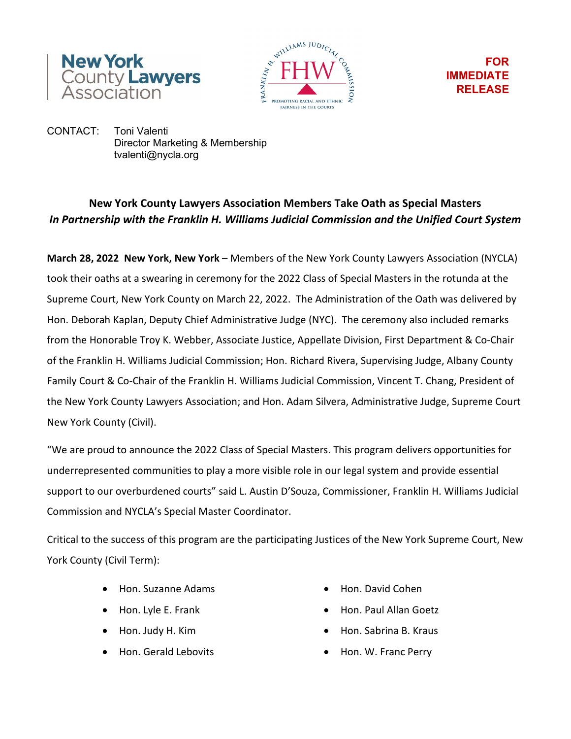New York County Lawyers Association

FHW — Franklin H. Williams Judicial Commission — Promoting Racial and Ethnic Fairness in the Courts

**FOR IMMEDIATE RELEASE**

CONTACT: Toni Valenti
Director Marketing & Membership
tvalenti@nycla.org

## New York County Lawyers Association Members Take Oath as Special Masters

### *In Partnership with the Franklin H. Williams Judicial Commission and the Unified Court System*

**March 28, 2022 New York, New York** – Members of the New York County Lawyers Association (NYCLA) took their oaths at a swearing in ceremony for the 2022 Class of Special Masters in the rotunda at the Supreme Court, New York County on March 22, 2022. The Administration of the Oath was delivered by Hon. Deborah Kaplan, Deputy Chief Administrative Judge (NYC). The ceremony also included remarks from the Honorable Troy K. Webber, Associate Justice, Appellate Division, First Department & Co-Chair of the Franklin H. Williams Judicial Commission; Hon. Richard Rivera, Supervising Judge, Albany County Family Court & Co-Chair of the Franklin H. Williams Judicial Commission, Vincent T. Chang, President of the New York County Lawyers Association; and Hon. Adam Silvera, Administrative Judge, Supreme Court New York County (Civil).

"We are proud to announce the 2022 Class of Special Masters. This program delivers opportunities for underrepresented communities to play a more visible role in our legal system and provide essential support to our overburdened courts" said L. Austin D'Souza, Commissioner, Franklin H. Williams Judicial Commission and NYCLA's Special Master Coordinator.

Critical to the success of this program are the participating Justices of the New York Supreme Court, New York County (Civil Term):

- Hon. Suzanne Adams
- Hon. Lyle E. Frank
- Hon. Judy H. Kim
- Hon. Gerald Lebovits
- Hon. David Cohen
- Hon. Paul Allan Goetz
- Hon. Sabrina B. Kraus
- Hon. W. Franc Perry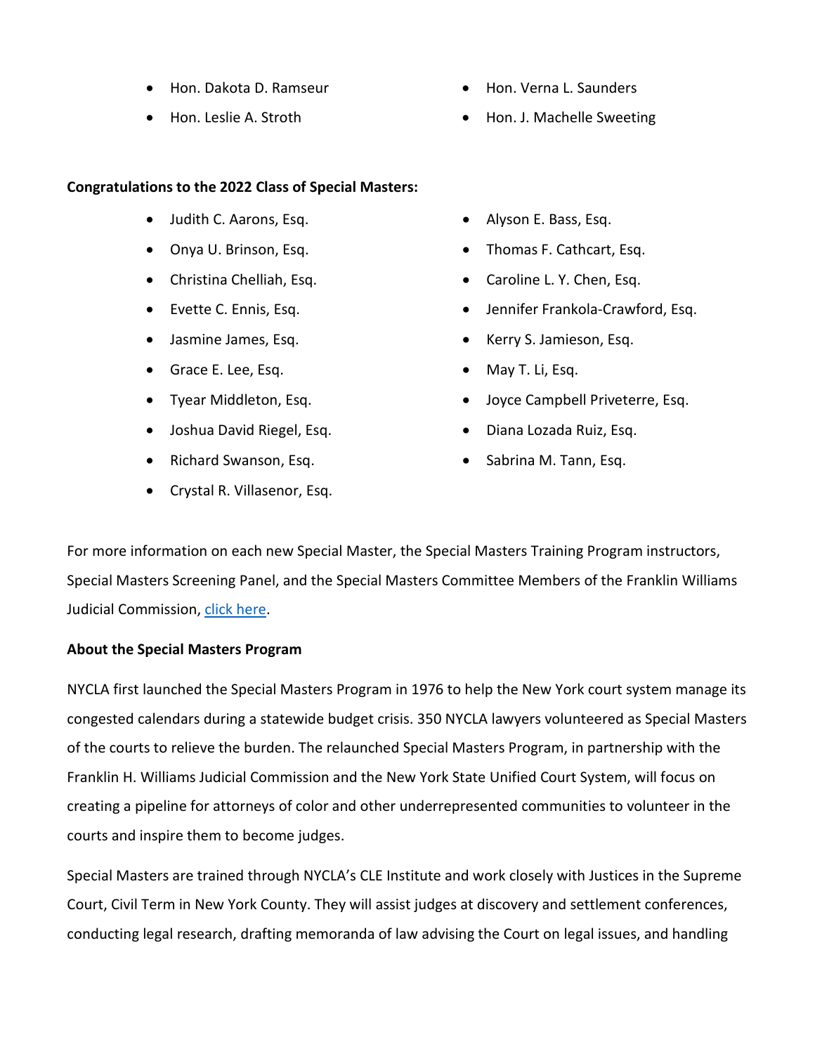- Hon. Dakota D. Ramseur
- Hon. Verna L. Saunders
- Hon. Leslie A. Stroth
- Hon. J. Machelle Sweeting

**Congratulations to the 2022 Class of Special Masters:**

- Judith C. Aarons, Esq.
- Alyson E. Bass, Esq.
- Onya U. Brinson, Esq.
- Thomas F. Cathcart, Esq.
- Christina Chelliah, Esq.
- Caroline L. Y. Chen, Esq.
- Evette C. Ennis, Esq.
- Jennifer Frankola-Crawford, Esq.
- Jasmine James, Esq.
- Kerry S. Jamieson, Esq.
- Grace E. Lee, Esq.
- May T. Li, Esq.
- Tyear Middleton, Esq.
- Joyce Campbell Priveterre, Esq.
- Joshua David Riegel, Esq.
- Diana Lozada Ruiz, Esq.
- Richard Swanson, Esq.
- Sabrina M. Tann, Esq.
- Crystal R. Villasenor, Esq.

For more information on each new Special Master, the Special Masters Training Program instructors, Special Masters Screening Panel, and the Special Masters Committee Members of the Franklin Williams Judicial Commission, click here.

**About the Special Masters Program**

NYCLA first launched the Special Masters Program in 1976 to help the New York court system manage its congested calendars during a statewide budget crisis. 350 NYCLA lawyers volunteered as Special Masters of the courts to relieve the burden. The relaunched Special Masters Program, in partnership with the Franklin H. Williams Judicial Commission and the New York State Unified Court System, will focus on creating a pipeline for attorneys of color and other underrepresented communities to volunteer in the courts and inspire them to become judges.

Special Masters are trained through NYCLA's CLE Institute and work closely with Justices in the Supreme Court, Civil Term in New York County. They will assist judges at discovery and settlement conferences, conducting legal research, drafting memoranda of law advising the Court on legal issues, and handling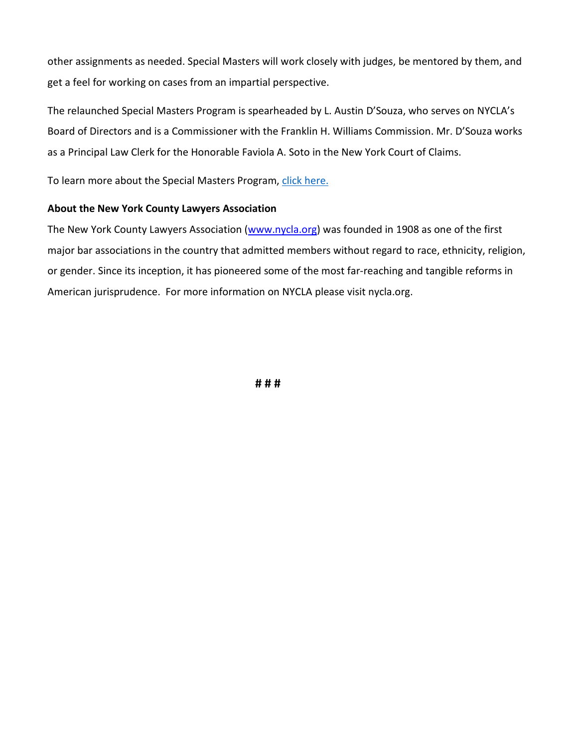other assignments as needed. Special Masters will work closely with judges, be mentored by them, and get a feel for working on cases from an impartial perspective.

The relaunched Special Masters Program is spearheaded by L. Austin D'Souza, who serves on NYCLA's Board of Directors and is a Commissioner with the Franklin H. Williams Commission. Mr. D'Souza works as a Principal Law Clerk for the Honorable Faviola A. Soto in the New York Court of Claims.

To learn more about the Special Masters Program, click here.

**About the New York County Lawyers Association**

The New York County Lawyers Association (www.nycla.org) was founded in 1908 as one of the first major bar associations in the country that admitted members without regard to race, ethnicity, religion, or gender. Since its inception, it has pioneered some of the most far-reaching and tangible reforms in American jurisprudence. For more information on NYCLA please visit nycla.org.

**# # #**